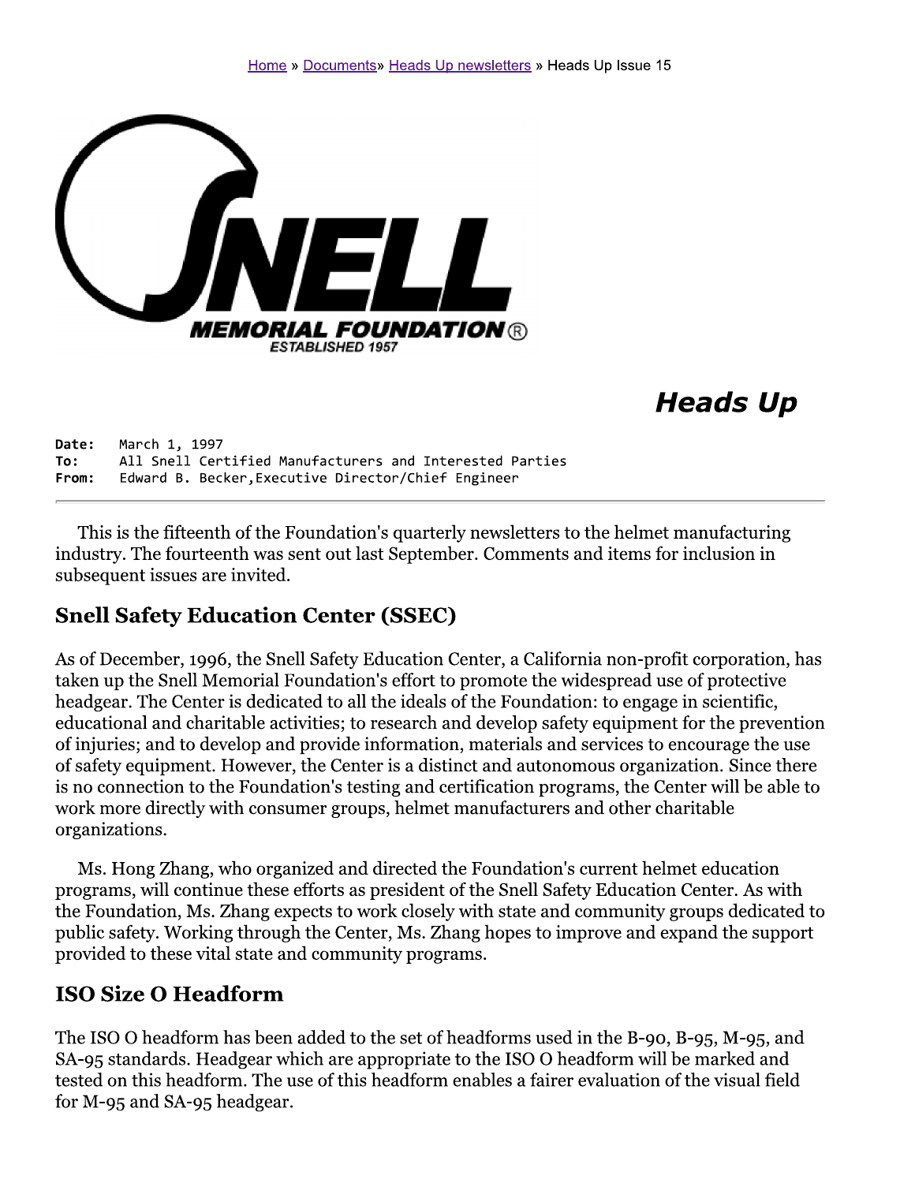Home » Documents» Heads Up newsletters » Heads Up Issue 15

SNELL MEMORIAL FOUNDATION®
ESTABLISHED 1957

# Heads Up

**Date:** March 1, 1997
**To:** All Snell Certified Manufacturers and Interested Parties
**From:** Edward B. Becker,Executive Director/Chief Engineer

---

This is the fifteenth of the Foundation's quarterly newsletters to the helmet manufacturing industry. The fourteenth was sent out last September. Comments and items for inclusion in subsequent issues are invited.

## Snell Safety Education Center (SSEC)

As of December, 1996, the Snell Safety Education Center, a California non-profit corporation, has taken up the Snell Memorial Foundation's effort to promote the widespread use of protective headgear. The Center is dedicated to all the ideals of the Foundation: to engage in scientific, educational and charitable activities; to research and develop safety equipment for the prevention of injuries; and to develop and provide information, materials and services to encourage the use of safety equipment. However, the Center is a distinct and autonomous organization. Since there is no connection to the Foundation's testing and certification programs, the Center will be able to work more directly with consumer groups, helmet manufacturers and other charitable organizations.

Ms. Hong Zhang, who organized and directed the Foundation's current helmet education programs, will continue these efforts as president of the Snell Safety Education Center. As with the Foundation, Ms. Zhang expects to work closely with state and community groups dedicated to public safety. Working through the Center, Ms. Zhang hopes to improve and expand the support provided to these vital state and community programs.

## ISO Size O Headform

The ISO O headform has been added to the set of headforms used in the B-90, B-95, M-95, and SA-95 standards. Headgear which are appropriate to the ISO O headform will be marked and tested on this headform. The use of this headform enables a fairer evaluation of the visual field for M-95 and SA-95 headgear.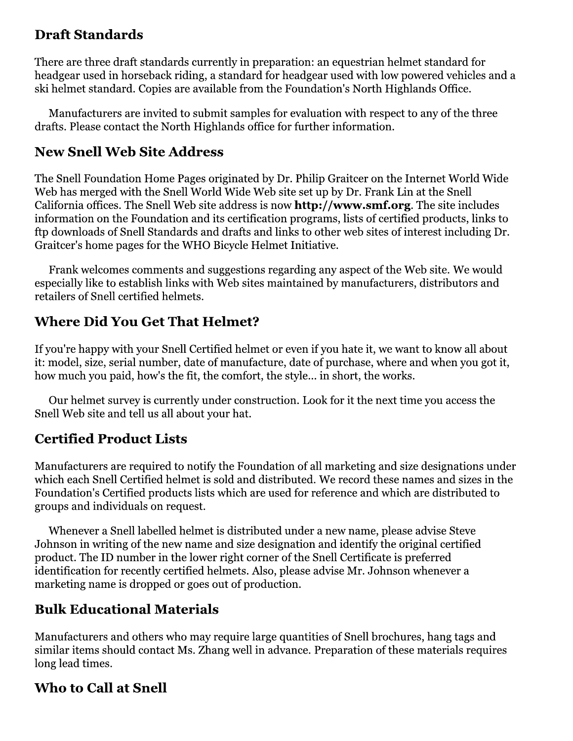## Draft Standards

There are three draft standards currently in preparation: an equestrian helmet standard for headgear used in horseback riding, a standard for headgear used with low powered vehicles and a ski helmet standard. Copies are available from the Foundation's North Highlands Office.

Manufacturers are invited to submit samples for evaluation with respect to any of the three drafts. Please contact the North Highlands office for further information.

## New Snell Web Site Address

The Snell Foundation Home Pages originated by Dr. Philip Graitcer on the Internet World Wide Web has merged with the Snell World Wide Web site set up by Dr. Frank Lin at the Snell California offices. The Snell Web site address is now **http://www.smf.org**. The site includes information on the Foundation and its certification programs, lists of certified products, links to ftp downloads of Snell Standards and drafts and links to other web sites of interest including Dr. Graitcer's home pages for the WHO Bicycle Helmet Initiative.

Frank welcomes comments and suggestions regarding any aspect of the Web site. We would especially like to establish links with Web sites maintained by manufacturers, distributors and retailers of Snell certified helmets.

## Where Did You Get That Helmet?

If you're happy with your Snell Certified helmet or even if you hate it, we want to know all about it: model, size, serial number, date of manufacture, date of purchase, where and when you got it, how much you paid, how's the fit, the comfort, the style... in short, the works.

Our helmet survey is currently under construction. Look for it the next time you access the Snell Web site and tell us all about your hat.

## Certified Product Lists

Manufacturers are required to notify the Foundation of all marketing and size designations under which each Snell Certified helmet is sold and distributed. We record these names and sizes in the Foundation's Certified products lists which are used for reference and which are distributed to groups and individuals on request.

Whenever a Snell labelled helmet is distributed under a new name, please advise Steve Johnson in writing of the new name and size designation and identify the original certified product. The ID number in the lower right corner of the Snell Certificate is preferred identification for recently certified helmets. Also, please advise Mr. Johnson whenever a marketing name is dropped or goes out of production.

## Bulk Educational Materials

Manufacturers and others who may require large quantities of Snell brochures, hang tags and similar items should contact Ms. Zhang well in advance. Preparation of these materials requires long lead times.

## Who to Call at Snell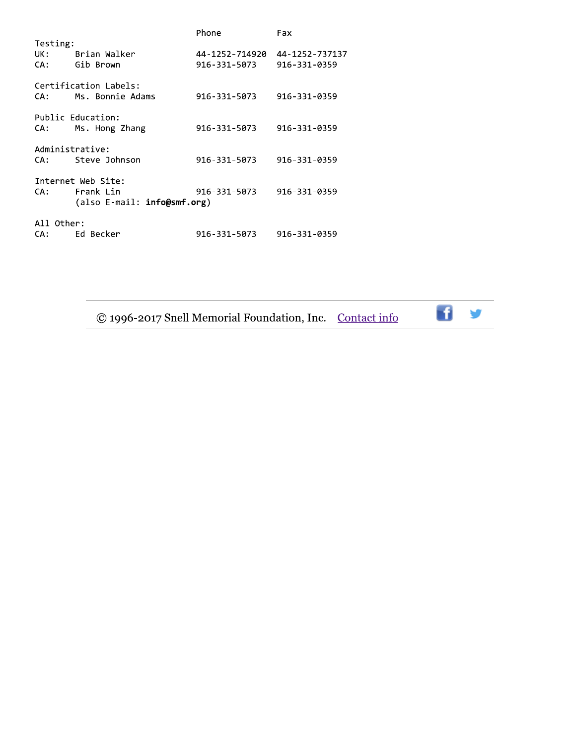| | | Phone | Fax |
|---|---|---|---|
| **Testing:** | | | |
| UK: | Brian Walker | 44-1252-714920 | 44-1252-737137 |
| CA: | Gib Brown | 916-331-5073 | 916-331-0359 |
| **Certification Labels:** | | | |
| CA: | Ms. Bonnie Adams | 916-331-5073 | 916-331-0359 |
| **Public Education:** | | | |
| CA: | Ms. Hong Zhang | 916-331-5073 | 916-331-0359 |
| **Administrative:** | | | |
| CA: | Steve Johnson | 916-331-5073 | 916-331-0359 |
| **Internet Web Site:** | | | |
| CA: | Frank Lin (also E-mail: **info@smf.org**) | 916-331-5073 | 916-331-0359 |
| **All Other:** | | | |
| CA: | Ed Becker | 916-331-5073 | 916-331-0359 |

© 1996-2017 Snell Memorial Foundation, Inc. Contact info